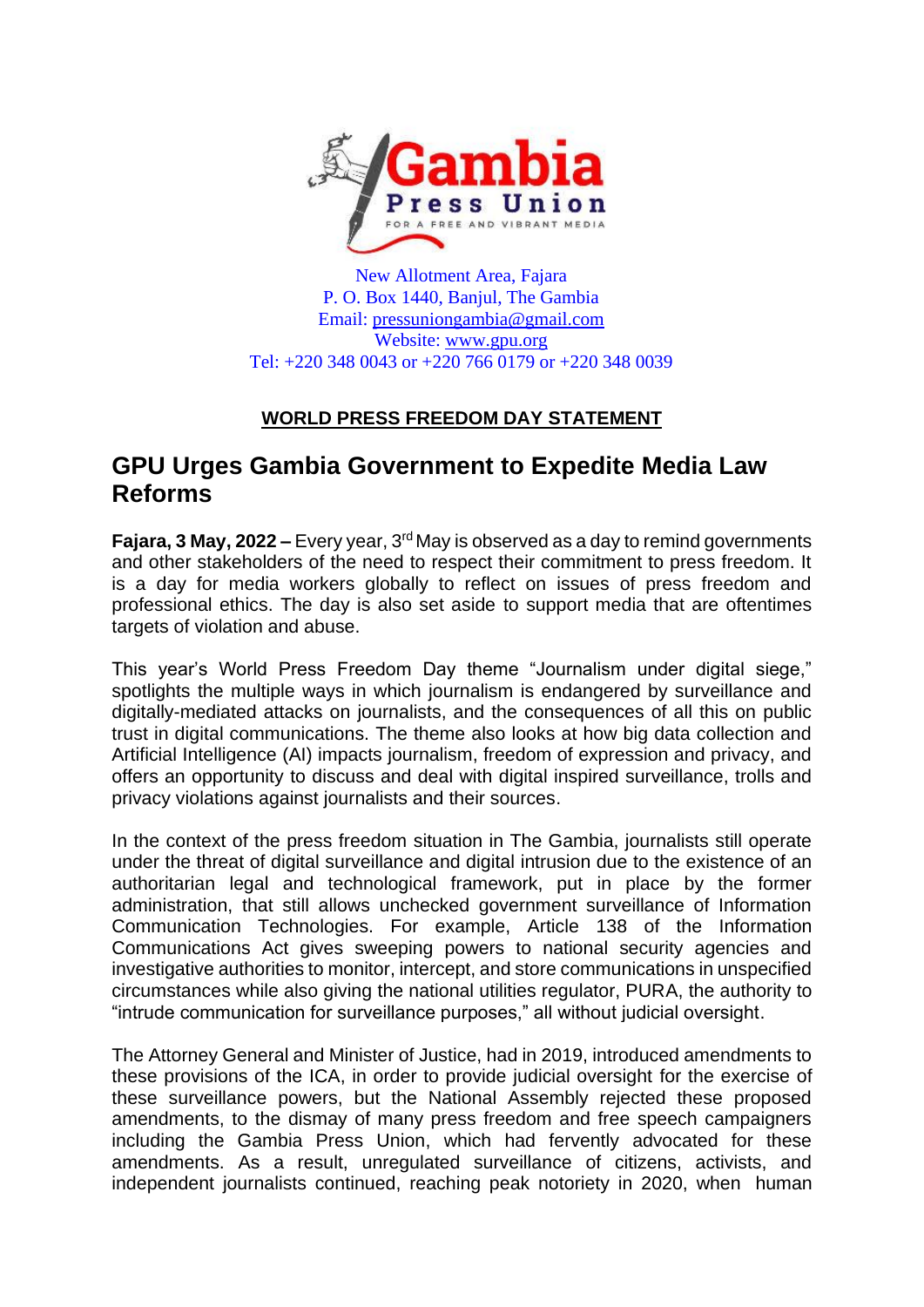**Gambia Press Union**
FOR A FREE AND VIBRANT MEDIA

New Allotment Area, Fajara
P. O. Box 1440, Banjul, The Gambia
Email: pressuniongambia@gmail.com
Website: www.gpu.org
Tel: +220 348 0043 or +220 766 0179 or +220 348 0039

**WORLD PRESS FREEDOM DAY STATEMENT**

# GPU Urges Gambia Government to Expedite Media Law Reforms

**Fajara, 3 May, 2022 –** Every year, 3rd May is observed as a day to remind governments and other stakeholders of the need to respect their commitment to press freedom. It is a day for media workers globally to reflect on issues of press freedom and professional ethics. The day is also set aside to support media that are oftentimes targets of violation and abuse.

This year's World Press Freedom Day theme "Journalism under digital siege," spotlights the multiple ways in which journalism is endangered by surveillance and digitally-mediated attacks on journalists, and the consequences of all this on public trust in digital communications. The theme also looks at how big data collection and Artificial Intelligence (AI) impacts journalism, freedom of expression and privacy, and offers an opportunity to discuss and deal with digital inspired surveillance, trolls and privacy violations against journalists and their sources.

In the context of the press freedom situation in The Gambia, journalists still operate under the threat of digital surveillance and digital intrusion due to the existence of an authoritarian legal and technological framework, put in place by the former administration, that still allows unchecked government surveillance of Information Communication Technologies. For example, Article 138 of the Information Communications Act gives sweeping powers to national security agencies and investigative authorities to monitor, intercept, and store communications in unspecified circumstances while also giving the national utilities regulator, PURA, the authority to "intrude communication for surveillance purposes," all without judicial oversight.

The Attorney General and Minister of Justice, had in 2019, introduced amendments to these provisions of the ICA, in order to provide judicial oversight for the exercise of these surveillance powers, but the National Assembly rejected these proposed amendments, to the dismay of many press freedom and free speech campaigners including the Gambia Press Union, which had fervently advocated for these amendments. As a result, unregulated surveillance of citizens, activists, and independent journalists continued, reaching peak notoriety in 2020, when human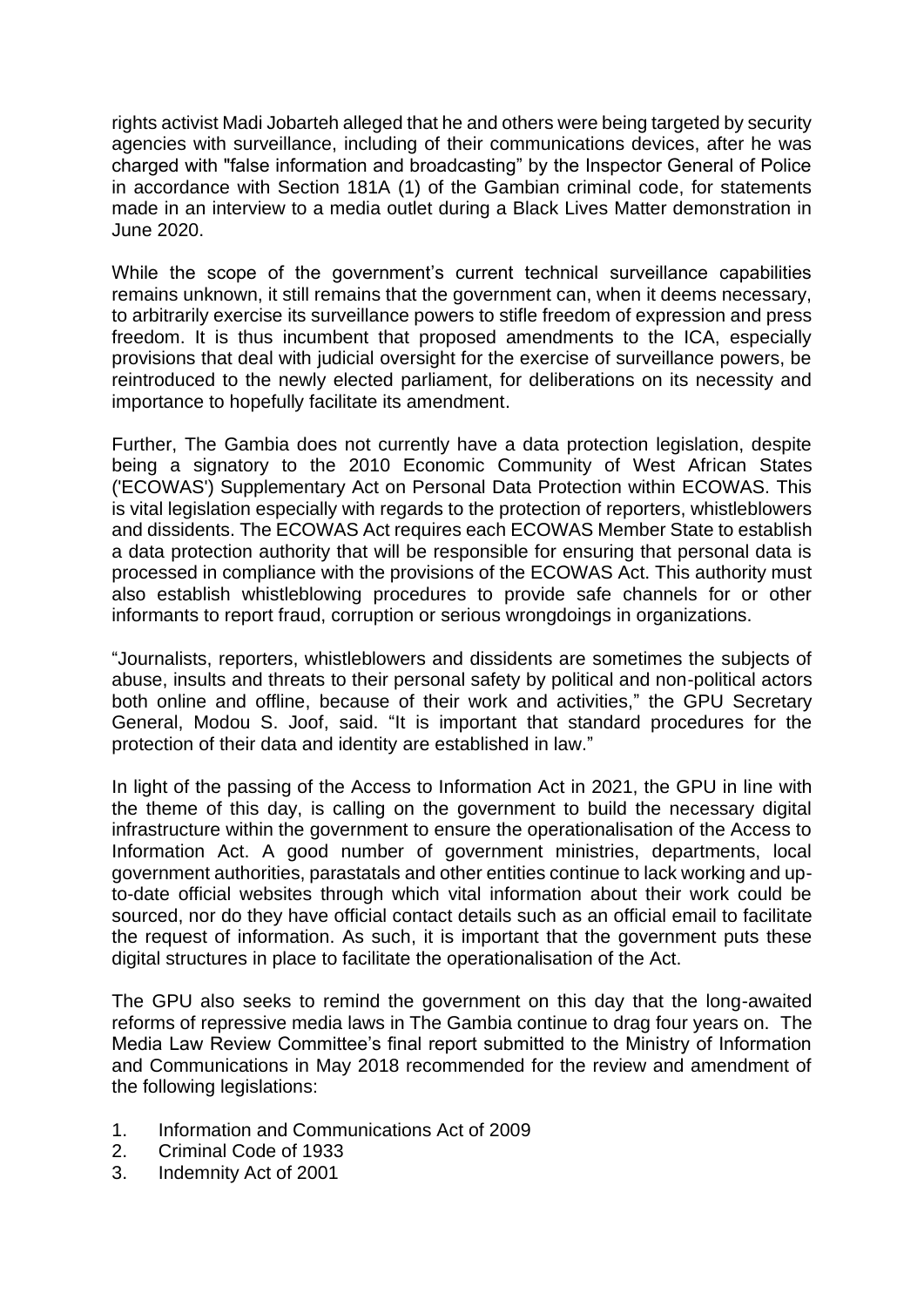rights activist Madi Jobarteh alleged that he and others were being targeted by security agencies with surveillance, including of their communications devices, after he was charged with "false information and broadcasting" by the Inspector General of Police in accordance with Section 181A (1) of the Gambian criminal code, for statements made in an interview to a media outlet during a Black Lives Matter demonstration in June 2020.

While the scope of the government's current technical surveillance capabilities remains unknown, it still remains that the government can, when it deems necessary, to arbitrarily exercise its surveillance powers to stifle freedom of expression and press freedom. It is thus incumbent that proposed amendments to the ICA, especially provisions that deal with judicial oversight for the exercise of surveillance powers, be reintroduced to the newly elected parliament, for deliberations on its necessity and importance to hopefully facilitate its amendment.

Further, The Gambia does not currently have a data protection legislation, despite being a signatory to the 2010 Economic Community of West African States ('ECOWAS') Supplementary Act on Personal Data Protection within ECOWAS. This is vital legislation especially with regards to the protection of reporters, whistleblowers and dissidents. The ECOWAS Act requires each ECOWAS Member State to establish a data protection authority that will be responsible for ensuring that personal data is processed in compliance with the provisions of the ECOWAS Act. This authority must also establish whistleblowing procedures to provide safe channels for or other informants to report fraud, corruption or serious wrongdoings in organizations.

"Journalists, reporters, whistleblowers and dissidents are sometimes the subjects of abuse, insults and threats to their personal safety by political and non-political actors both online and offline, because of their work and activities," the GPU Secretary General, Modou S. Joof, said. "It is important that standard procedures for the protection of their data and identity are established in law."

In light of the passing of the Access to Information Act in 2021, the GPU in line with the theme of this day, is calling on the government to build the necessary digital infrastructure within the government to ensure the operationalisation of the Access to Information Act. A good number of government ministries, departments, local government authorities, parastatals and other entities continue to lack working and up-to-date official websites through which vital information about their work could be sourced, nor do they have official contact details such as an official email to facilitate the request of information. As such, it is important that the government puts these digital structures in place to facilitate the operationalisation of the Act.

The GPU also seeks to remind the government on this day that the long-awaited reforms of repressive media laws in The Gambia continue to drag four years on. The Media Law Review Committee's final report submitted to the Ministry of Information and Communications in May 2018 recommended for the review and amendment of the following legislations:

1. Information and Communications Act of 2009
2. Criminal Code of 1933
3. Indemnity Act of 2001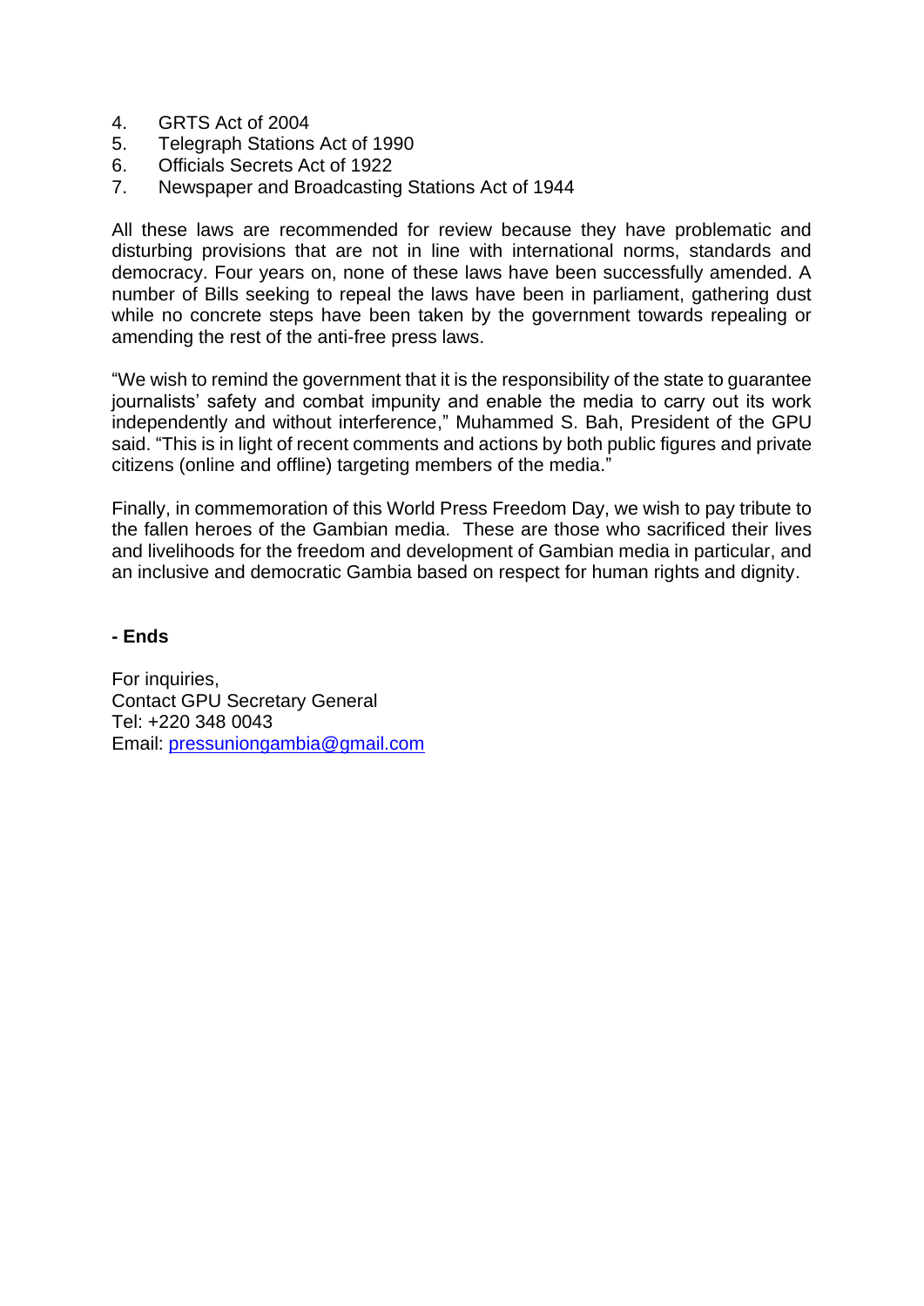4. GRTS Act of 2004
5. Telegraph Stations Act of 1990
6. Officials Secrets Act of 1922
7. Newspaper and Broadcasting Stations Act of 1944

All these laws are recommended for review because they have problematic and disturbing provisions that are not in line with international norms, standards and democracy. Four years on, none of these laws have been successfully amended. A number of Bills seeking to repeal the laws have been in parliament, gathering dust while no concrete steps have been taken by the government towards repealing or amending the rest of the anti-free press laws.

"We wish to remind the government that it is the responsibility of the state to guarantee journalists' safety and combat impunity and enable the media to carry out its work independently and without interference," Muhammed S. Bah, President of the GPU said. "This is in light of recent comments and actions by both public figures and private citizens (online and offline) targeting members of the media."

Finally, in commemoration of this World Press Freedom Day, we wish to pay tribute to the fallen heroes of the Gambian media. These are those who sacrificed their lives and livelihoods for the freedom and development of Gambian media in particular, and an inclusive and democratic Gambia based on respect for human rights and dignity.

**- Ends**

For inquiries,
Contact GPU Secretary General
Tel: +220 348 0043
Email: pressuniongambia@gmail.com